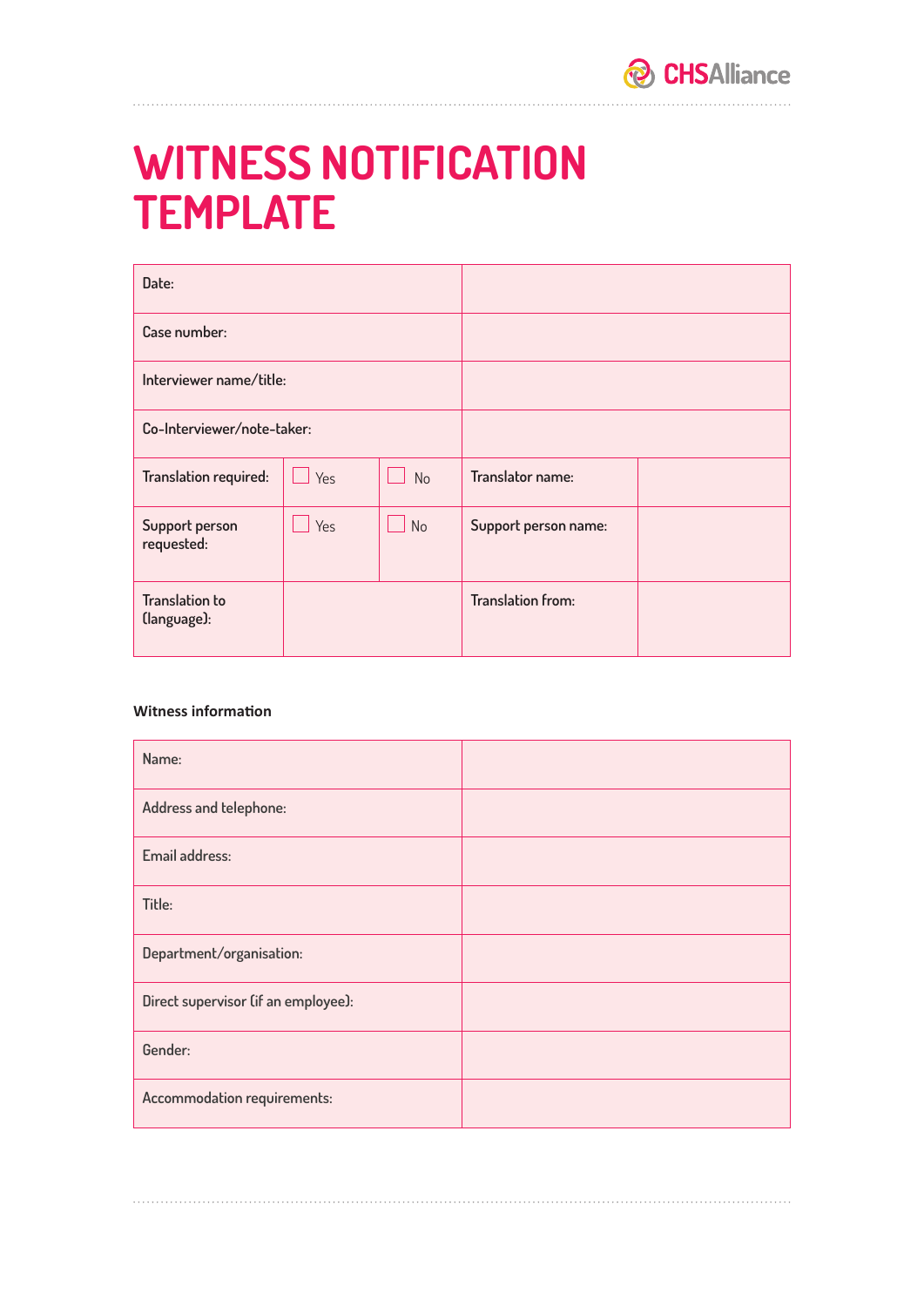# WITNESS NOTIFICATION TEMPLATE

| | | | | |
|---|---|---|---|---|
| Date: | | | | |
| Case number: | | | | |
| Interviewer name/title: | | | | |
| Co-Interviewer/note-taker: | | | | |
| Translation required: | ☐ Yes | ☐ No | Translator name: | |
| Support person requested: | ☐ Yes | ☐ No | Support person name: | |
| Translation to (language): | | | Translation from: | |

**Witness information**

| | |
|---|---|
| Name: | |
| Address and telephone: | |
| Email address: | |
| Title: | |
| Department/organisation: | |
| Direct supervisor (if an employee): | |
| Gender: | |
| Accommodation requirements: | |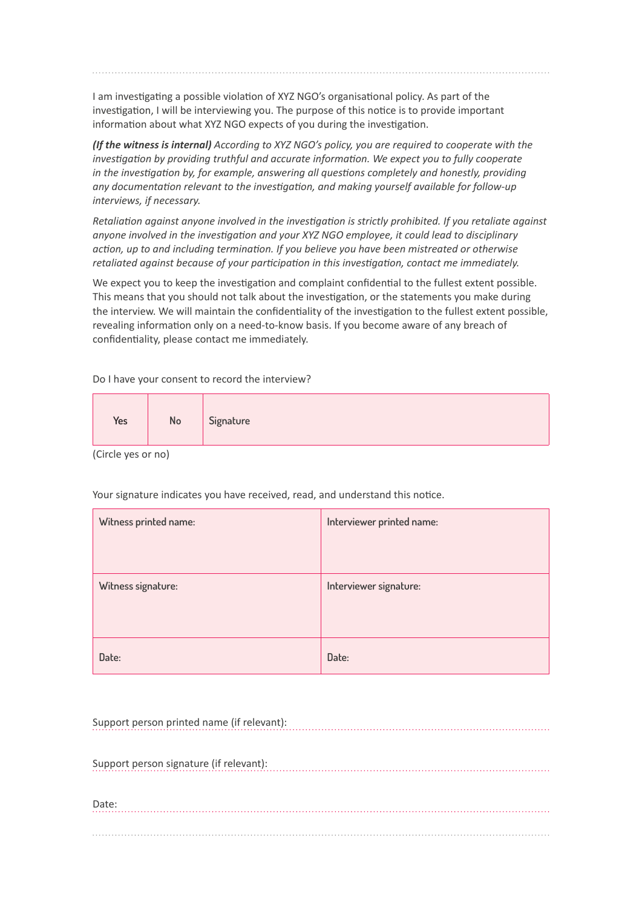I am investigating a possible violation of XYZ NGO's organisational policy. As part of the investigation, I will be interviewing you. The purpose of this notice is to provide important information about what XYZ NGO expects of you during the investigation.

***(If the witness is internal)*** *According to XYZ NGO's policy, you are required to cooperate with the investigation by providing truthful and accurate information. We expect you to fully cooperate in the investigation by, for example, answering all questions completely and honestly, providing any documentation relevant to the investigation, and making yourself available for follow-up interviews, if necessary.*

*Retaliation against anyone involved in the investigation is strictly prohibited. If you retaliate against anyone involved in the investigation and your XYZ NGO employee, it could lead to disciplinary action, up to and including termination. If you believe you have been mistreated or otherwise retaliated against because of your participation in this investigation, contact me immediately.*

We expect you to keep the investigation and complaint confidential to the fullest extent possible. This means that you should not talk about the investigation, or the statements you make during the interview. We will maintain the confidentiality of the investigation to the fullest extent possible, revealing information only on a need-to-know basis. If you become aware of any breach of confidentiality, please contact me immediately.

Do I have your consent to record the interview?

| | | |
|---|---|---|
| Yes | No | Signature |

(Circle yes or no)

Your signature indicates you have received, read, and understand this notice.

| | |
|---|---|
| Witness printed name: | Interviewer printed name: |
| Witness signature: | Interviewer signature: |
| Date: | Date: |

Support person printed name (if relevant): ..............................

Support person signature (if relevant): ..............................

Date: ..............................